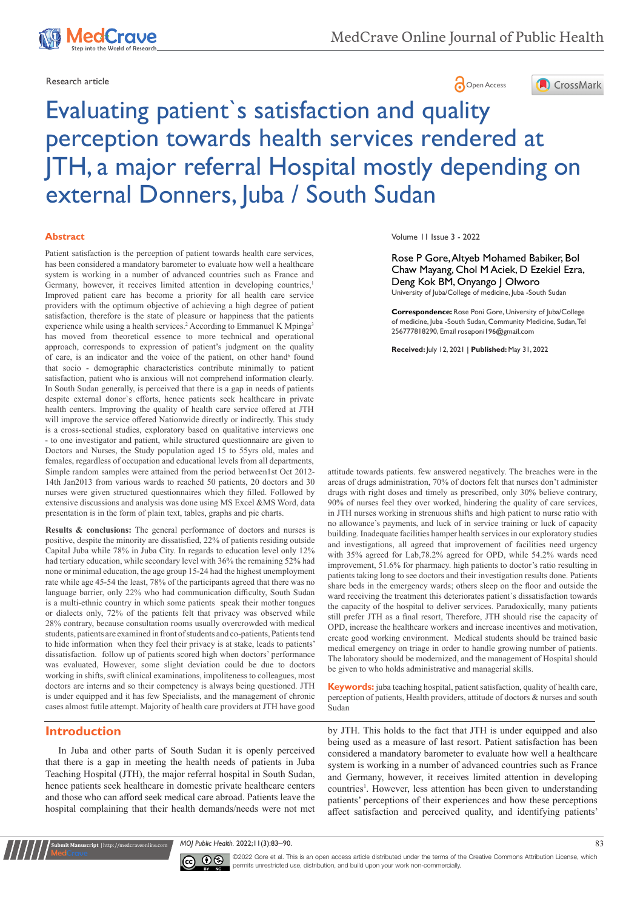Research article

# Evaluating patient`s satisfaction and quality perception towards health services rendered at JTH, a major referral Hospital mostly depending on external Donners, Juba / South Sudan

Volume 11 Issue 3 - 2022

Rose P Gore, Altyeb Mohamed Babiker, Bol Chaw Mayang, Chol M Aciek, D Ezekiel Ezra, Deng Kok BM, Onyango J Olworo

University of Juba/College of medicine, Juba -South Sudan

**Correspondence:** Rose Poni Gore, University of Juba/College of medicine, Juba -South Sudan, Community Medicine, Sudan, Tel 256777818290, Email roseponi196@gmail.com

**Received:** July 12, 2021 | **Published:** May 31, 2022

## Abstract

Patient satisfaction is the perception of patient towards health care services, has been considered a mandatory barometer to evaluate how well a healthcare system is working in a number of advanced countries such as France and Germany, however, it receives limited attention in developing countries,[1] Improved patient care has become a priority for all health care service providers with the optimum objective of achieving a high degree of patient satisfaction, therefore is the state of pleasure or happiness that the patients experience while using a health services.[2] According to Emmanuel K Mpinga[3] has moved from theoretical essence to more technical and operational approach, corresponds to expression of patient's judgment on the quality of care, is an indicator and the voice of the patient, on other hand[6] found that socio - demographic characteristics contribute minimally to patient satisfaction, patient who is anxious will not comprehend information clearly. In South Sudan generally, is perceived that there is a gap in needs of patients despite external donor`s efforts, hence patients seek healthcare in private health centers. Improving the quality of health care service offered at JTH will improve the service offered Nationwide directly or indirectly. This study is a cross-sectional studies, exploratory based on qualitative interviews one - to one investigator and patient, while structured questionnaire are given to Doctors and Nurses, the Study population aged 15 to 55yrs old, males and females, regardless of occupation and educational levels from all departments, Simple random samples were attained from the period between1st Oct 2012-14th Jan2013 from various wards to reached 50 patients, 20 doctors and 30 nurses were given structured questionnaires which they filled. Followed by extensive discussions and analysis was done using MS Excel &MS Word, data presentation is in the form of plain text, tables, graphs and pie charts.

**Results & conclusions:** The general performance of doctors and nurses is positive, despite the minority are dissatisfied, 22% of patients residing outside Capital Juba while 78% in Juba City. In regards to education level only 12% had tertiary education, while secondary level with 36% the remaining 52% had none or minimal education, the age group 15-24 had the highest unemployment rate while age 45-54 the least, 78% of the participants agreed that there was no language barrier, only 22% who had communication difficulty, South Sudan is a multi-ethnic country in which some patients speak their mother tongues or dialects only, 72% of the patients felt that privacy was observed while 28% contrary, because consultation rooms usually overcrowded with medical students, patients are examined in front of students and co-patients, Patients tend to hide information when they feel their privacy is at stake, leads to patients' dissatisfaction. follow up of patients scored high when doctors' performance was evaluated, However, some slight deviation could be due to doctors working in shifts, swift clinical examinations, impoliteness to colleagues, most doctors are interns and so their competency is always being questioned. JTH is under equipped and it has few Specialists, and the management of chronic cases almost futile attempt. Majority of health care providers at JTH have good attitude towards patients. few answered negatively. The breaches were in the areas of drugs administration, 70% of doctors felt that nurses don't administer drugs with right doses and timely as prescribed, only 30% believe contrary, 90% of nurses feel they over worked, hindering the quality of care services, in JTH nurses working in strenuous shifts and high patient to nurse ratio with no allowance's payments, and luck of in service training or luck of capacity building. Inadequate facilities hamper health services in our exploratory studies and investigations, all agreed that improvement of facilities need urgency with 35% agreed for Lab,78.2% agreed for OPD, while 54.2% wards need improvement, 51.6% for pharmacy. high patients to doctor's ratio resulting in patients taking long to see doctors and their investigation results done. Patients share beds in the emergency wards; others sleep on the floor and outside the ward receiving the treatment this deteriorates patient`s dissatisfaction towards the capacity of the hospital to deliver services. Paradoxically, many patients still prefer JTH as a final resort, Therefore, JTH should rise the capacity of OPD, increase the healthcare workers and increase incentives and motivation, create good working environment. Medical students should be trained basic medical emergency on triage in order to handle growing number of patients. The laboratory should be modernized, and the management of Hospital should be given to who holds administrative and managerial skills.

**Keywords:** juba teaching hospital, patient satisfaction, quality of health care, perception of patients, Health providers, attitude of doctors & nurses and south Sudan

## Introduction

In Juba and other parts of South Sudan it is openly perceived that there is a gap in meeting the health needs of patients in Juba Teaching Hospital (JTH), the major referral hospital in South Sudan, hence patients seek healthcare in domestic private healthcare centers and those who can afford seek medical care abroad. Patients leave the hospital complaining that their health demands/needs were not met by JTH. This holds to the fact that JTH is under equipped and also being used as a measure of last resort. Patient satisfaction has been considered a mandatory barometer to evaluate how well a healthcare system is working in a number of advanced countries such as France and Germany, however, it receives limited attention in developing countries[1]. However, less attention has been given to understanding patients' perceptions of their experiences and how these perceptions affect satisfaction and perceived quality, and identifying patients'

©2022 Gore et al. This is an open access article distributed under the terms of the Creative Commons Attribution License, which permits unrestricted use, distribution, and build upon your work non-commercially.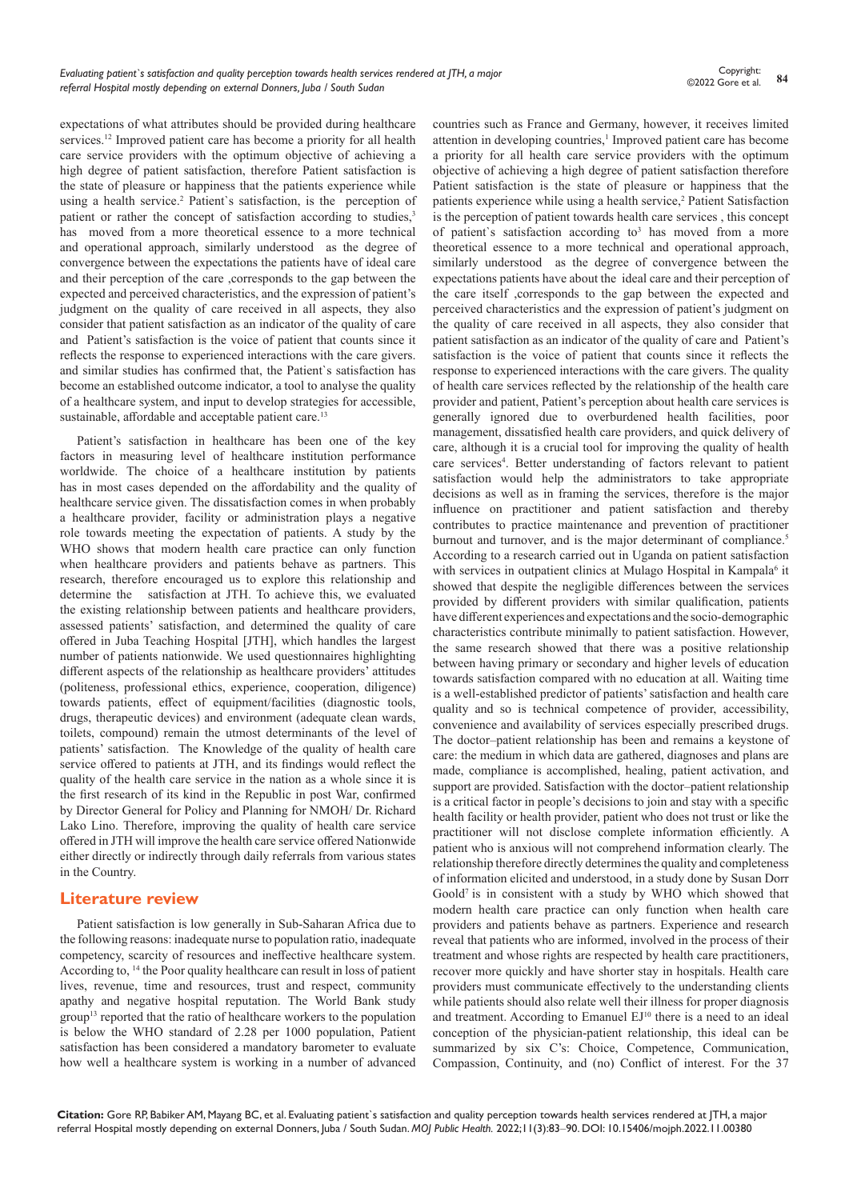expectations of what attributes should be provided during healthcare services.[12] Improved patient care has become a priority for all health care service providers with the optimum objective of achieving a high degree of patient satisfaction, therefore Patient satisfaction is the state of pleasure or happiness that the patients experience while using a health service.[2] Patient`s satisfaction, is the perception of patient or rather the concept of satisfaction according to studies,[3] has moved from a more theoretical essence to a more technical and operational approach, similarly understood as the degree of convergence between the expectations the patients have of ideal care and their perception of the care ,corresponds to the gap between the expected and perceived characteristics, and the expression of patient's judgment on the quality of care received in all aspects, they also consider that patient satisfaction as an indicator of the quality of care and Patient's satisfaction is the voice of patient that counts since it reflects the response to experienced interactions with the care givers. and similar studies has confirmed that, the Patient`s satisfaction has become an established outcome indicator, a tool to analyse the quality of a healthcare system, and input to develop strategies for accessible, sustainable, affordable and acceptable patient care.[13]

Patient's satisfaction in healthcare has been one of the key factors in measuring level of healthcare institution performance worldwide. The choice of a healthcare institution by patients has in most cases depended on the affordability and the quality of healthcare service given. The dissatisfaction comes in when probably a healthcare provider, facility or administration plays a negative role towards meeting the expectation of patients. A study by the WHO shows that modern health care practice can only function when healthcare providers and patients behave as partners. This research, therefore encouraged us to explore this relationship and determine the satisfaction at JTH. To achieve this, we evaluated the existing relationship between patients and healthcare providers, assessed patients' satisfaction, and determined the quality of care offered in Juba Teaching Hospital [JTH], which handles the largest number of patients nationwide. We used questionnaires highlighting different aspects of the relationship as healthcare providers' attitudes (politeness, professional ethics, experience, cooperation, diligence) towards patients, effect of equipment/facilities (diagnostic tools, drugs, therapeutic devices) and environment (adequate clean wards, toilets, compound) remain the utmost determinants of the level of patients' satisfaction. The Knowledge of the quality of health care service offered to patients at JTH, and its findings would reflect the quality of the health care service in the nation as a whole since it is the first research of its kind in the Republic in post War, confirmed by Director General for Policy and Planning for NMOH/ Dr. Richard Lako Lino. Therefore, improving the quality of health care service offered in JTH will improve the health care service offered Nationwide either directly or indirectly through daily referrals from various states in the Country.

## Literature review

Patient satisfaction is low generally in Sub-Saharan Africa due to the following reasons: inadequate nurse to population ratio, inadequate competency, scarcity of resources and ineffective healthcare system. According to, [14] the Poor quality healthcare can result in loss of patient lives, revenue, time and resources, trust and respect, community apathy and negative hospital reputation. The World Bank study group[13] reported that the ratio of healthcare workers to the population is below the WHO standard of 2.28 per 1000 population, Patient satisfaction has been considered a mandatory barometer to evaluate how well a healthcare system is working in a number of advanced countries such as France and Germany, however, it receives limited attention in developing countries,[1] Improved patient care has become a priority for all health care service providers with the optimum objective of achieving a high degree of patient satisfaction therefore Patient satisfaction is the state of pleasure or happiness that the patients experience while using a health service,[2] Patient Satisfaction is the perception of patient towards health care services , this concept of patient`s satisfaction according to[3] has moved from a more theoretical essence to a more technical and operational approach, similarly understood as the degree of convergence between the expectations patients have about the ideal care and their perception of the care itself ,corresponds to the gap between the expected and perceived characteristics and the expression of patient's judgment on the quality of care received in all aspects, they also consider that patient satisfaction as an indicator of the quality of care and Patient's satisfaction is the voice of patient that counts since it reflects the response to experienced interactions with the care givers. The quality of health care services reflected by the relationship of the health care provider and patient, Patient's perception about health care services is generally ignored due to overburdened health facilities, poor management, dissatisfied health care providers, and quick delivery of care, although it is a crucial tool for improving the quality of health care services[4]. Better understanding of factors relevant to patient satisfaction would help the administrators to take appropriate decisions as well as in framing the services, therefore is the major influence on practitioner and patient satisfaction and thereby contributes to practice maintenance and prevention of practitioner burnout and turnover, and is the major determinant of compliance.[5] According to a research carried out in Uganda on patient satisfaction with services in outpatient clinics at Mulago Hospital in Kampala[6] it showed that despite the negligible differences between the services provided by different providers with similar qualification, patients have different experiences and expectations and the socio-demographic characteristics contribute minimally to patient satisfaction. However, the same research showed that there was a positive relationship between having primary or secondary and higher levels of education towards satisfaction compared with no education at all. Waiting time is a well-established predictor of patients' satisfaction and health care quality and so is technical competence of provider, accessibility, convenience and availability of services especially prescribed drugs. The doctor–patient relationship has been and remains a keystone of care: the medium in which data are gathered, diagnoses and plans are made, compliance is accomplished, healing, patient activation, and support are provided. Satisfaction with the doctor–patient relationship is a critical factor in people's decisions to join and stay with a specific health facility or health provider, patient who does not trust or like the practitioner will not disclose complete information efficiently. A patient who is anxious will not comprehend information clearly. The relationship therefore directly determines the quality and completeness of information elicited and understood, in a study done by Susan Dorr Goold[7] is in consistent with a study by WHO which showed that modern health care practice can only function when health care providers and patients behave as partners. Experience and research reveal that patients who are informed, involved in the process of their treatment and whose rights are respected by health care practitioners, recover more quickly and have shorter stay in hospitals. Health care providers must communicate effectively to the understanding clients while patients should also relate well their illness for proper diagnosis and treatment. According to Emanuel EJ[10] there is a need to an ideal conception of the physician-patient relationship, this ideal can be summarized by six C's: Choice, Competence, Communication, Compassion, Continuity, and (no) Conflict of interest. For the 37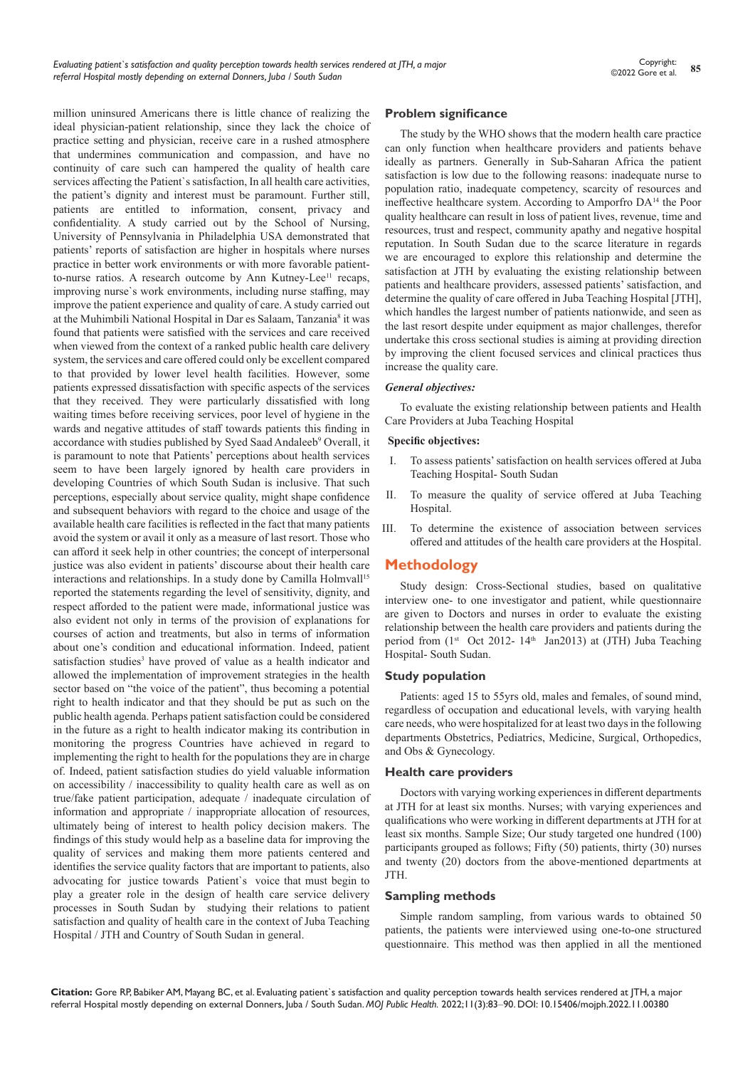million uninsured Americans there is little chance of realizing the ideal physician-patient relationship, since they lack the choice of practice setting and physician, receive care in a rushed atmosphere that undermines communication and compassion, and have no continuity of care such can hampered the quality of health care services affecting the Patient`s satisfaction, In all health care activities, the patient's dignity and interest must be paramount. Further still, patients are entitled to information, consent, privacy and confidentiality. A study carried out by the School of Nursing, University of Pennsylvania in Philadelphia USA demonstrated that patients' reports of satisfaction are higher in hospitals where nurses practice in better work environments or with more favorable patient-to-nurse ratios. A research outcome by Ann Kutney-Lee[11] recaps, improving nurse`s work environments, including nurse staffing, may improve the patient experience and quality of care. A study carried out at the Muhimbili National Hospital in Dar es Salaam, Tanzania[8] it was found that patients were satisfied with the services and care received when viewed from the context of a ranked public health care delivery system, the services and care offered could only be excellent compared to that provided by lower level health facilities. However, some patients expressed dissatisfaction with specific aspects of the services that they received. They were particularly dissatisfied with long waiting times before receiving services, poor level of hygiene in the wards and negative attitudes of staff towards patients this finding in accordance with studies published by Syed Saad Andaleeb[9] Overall, it is paramount to note that Patients' perceptions about health services seem to have been largely ignored by health care providers in developing Countries of which South Sudan is inclusive. That such perceptions, especially about service quality, might shape confidence and subsequent behaviors with regard to the choice and usage of the available health care facilities is reflected in the fact that many patients avoid the system or avail it only as a measure of last resort. Those who can afford it seek help in other countries; the concept of interpersonal justice was also evident in patients' discourse about their health care interactions and relationships. In a study done by Camilla Holmvall[15] reported the statements regarding the level of sensitivity, dignity, and respect afforded to the patient were made, informational justice was also evident not only in terms of the provision of explanations for courses of action and treatments, but also in terms of information about one's condition and educational information. Indeed, patient satisfaction studies[3] have proved of value as a health indicator and allowed the implementation of improvement strategies in the health sector based on "the voice of the patient", thus becoming a potential right to health indicator and that they should be put as such on the public health agenda. Perhaps patient satisfaction could be considered in the future as a right to health indicator making its contribution in monitoring the progress Countries have achieved in regard to implementing the right to health for the populations they are in charge of. Indeed, patient satisfaction studies do yield valuable information on accessibility / inaccessibility to quality health care as well as on true/fake patient participation, adequate / inadequate circulation of information and appropriate / inappropriate allocation of resources, ultimately being of interest to health policy decision makers. The findings of this study would help as a baseline data for improving the quality of services and making them more patients centered and identifies the service quality factors that are important to patients, also advocating for justice towards Patient`s voice that must begin to play a greater role in the design of health care service delivery processes in South Sudan by studying their relations to patient satisfaction and quality of health care in the context of Juba Teaching Hospital / JTH and Country of South Sudan in general.

## Problem significance

The study by the WHO shows that the modern health care practice can only function when healthcare providers and patients behave ideally as partners. Generally in Sub-Saharan Africa the patient satisfaction is low due to the following reasons: inadequate nurse to population ratio, inadequate competency, scarcity of resources and ineffective healthcare system. According to Amporfro DA[14] the Poor quality healthcare can result in loss of patient lives, revenue, time and resources, trust and respect, community apathy and negative hospital reputation. In South Sudan due to the scarce literature in regards we are encouraged to explore this relationship and determine the satisfaction at JTH by evaluating the existing relationship between patients and healthcare providers, assessed patients' satisfaction, and determine the quality of care offered in Juba Teaching Hospital [JTH], which handles the largest number of patients nationwide, and seen as the last resort despite under equipment as major challenges, therefor undertake this cross sectional studies is aiming at providing direction by improving the client focused services and clinical practices thus increase the quality care.

### *General objectives:*

To evaluate the existing relationship between patients and Health Care Providers at Juba Teaching Hospital

### **Specific objectives:**

I. To assess patients' satisfaction on health services offered at Juba Teaching Hospital- South Sudan

II. To measure the quality of service offered at Juba Teaching Hospital.

III. To determine the existence of association between services offered and attitudes of the health care providers at the Hospital.

# Methodology

Study design: Cross-Sectional studies, based on qualitative interview one- to one investigator and patient, while questionnaire are given to Doctors and nurses in order to evaluate the existing relationship between the health care providers and patients during the period from (1st Oct 2012- 14th Jan2013) at (JTH) Juba Teaching Hospital- South Sudan.

## Study population

Patients: aged 15 to 55yrs old, males and females, of sound mind, regardless of occupation and educational levels, with varying health care needs, who were hospitalized for at least two days in the following departments Obstetrics, Pediatrics, Medicine, Surgical, Orthopedics, and Obs & Gynecology.

## Health care providers

Doctors with varying working experiences in different departments at JTH for at least six months. Nurses; with varying experiences and qualifications who were working in different departments at JTH for at least six months. Sample Size; Our study targeted one hundred (100) participants grouped as follows; Fifty (50) patients, thirty (30) nurses and twenty (20) doctors from the above-mentioned departments at JTH.

## Sampling methods

Simple random sampling, from various wards to obtained 50 patients, the patients were interviewed using one-to-one structured questionnaire. This method was then applied in all the mentioned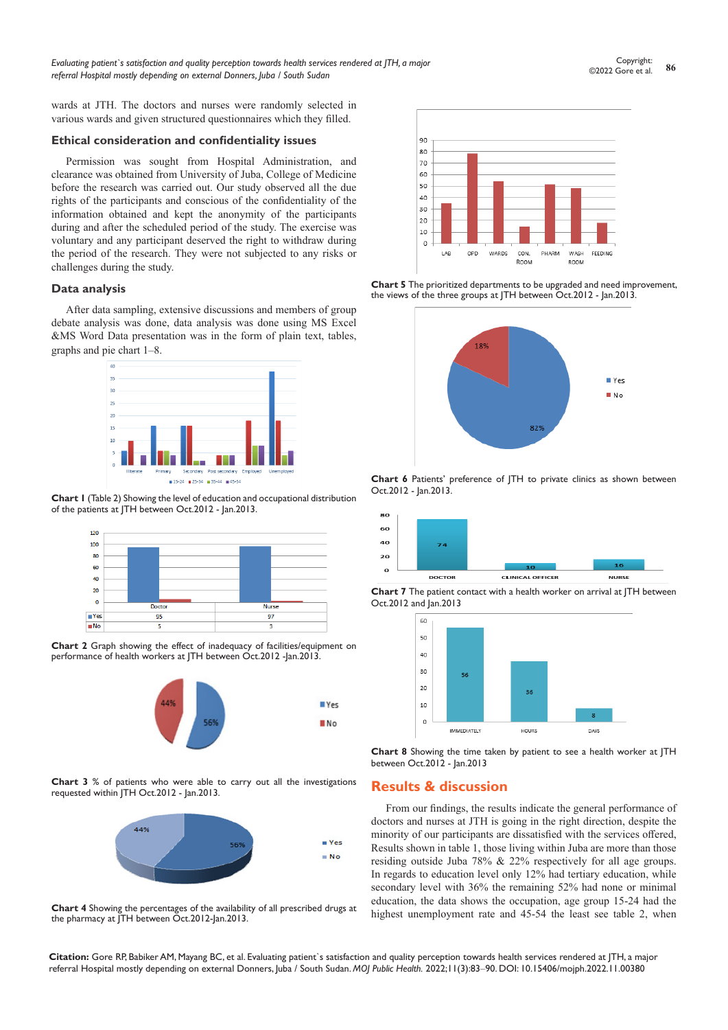wards at JTH. The doctors and nurses were randomly selected in various wards and given structured questionnaires which they filled.

### Ethical consideration and confidentiality issues

Permission was sought from Hospital Administration, and clearance was obtained from University of Juba, College of Medicine before the research was carried out. Our study observed all the due rights of the participants and conscious of the confidentiality of the information obtained and kept the anonymity of the participants during and after the scheduled period of the study. The exercise was voluntary and any participant deserved the right to withdraw during the period of the research. They were not subjected to any risks or challenges during the study.

### Data analysis

After data sampling, extensive discussions and members of group debate analysis was done, data analysis was done using MS Excel &MS Word Data presentation was in the form of plain text, tables, graphs and pie chart 1–8.

**Chart 1** (Table 2) Showing the level of education and occupational distribution of the patients at JTH between Oct.2012 - Jan.2013.

| | Doctor | Nurse |
|---|---|---|
| Yes | 95 | 97 |
| No | 5 | 3 |

**Chart 2** Graph showing the effect of inadequacy of facilities/equipment on performance of health workers at JTH between Oct.2012 -Jan.2013.

**Chart 3** % of patients who were able to carry out all the investigations requested within JTH Oct.2012 - Jan.2013.

**Chart 4** Showing the percentages of the availability of all prescribed drugs at the pharmacy at JTH between Oct.2012-Jan.2013.

**Chart 5** The prioritized departments to be upgraded and need improvement, the views of the three groups at JTH between Oct.2012 - Jan.2013.

**Chart 6** Patients' preference of JTH to private clinics as shown between Oct.2012 - Jan.2013.

**Chart 7** The patient contact with a health worker on arrival at JTH between Oct.2012 and Jan.2013

**Chart 8** Showing the time taken by patient to see a health worker at JTH between Oct.2012 - Jan.2013

## Results & discussion

From our findings, the results indicate the general performance of doctors and nurses at JTH is going in the right direction, despite the minority of our participants are dissatisfied with the services offered, Results shown in table 1, those living within Juba are more than those residing outside Juba 78% & 22% respectively for all age groups. In regards to education level only 12% had tertiary education, while secondary level with 36% the remaining 52% had none or minimal education, the data shows the occupation, age group 15-24 had the highest unemployment rate and 45-54 the least see table 2, when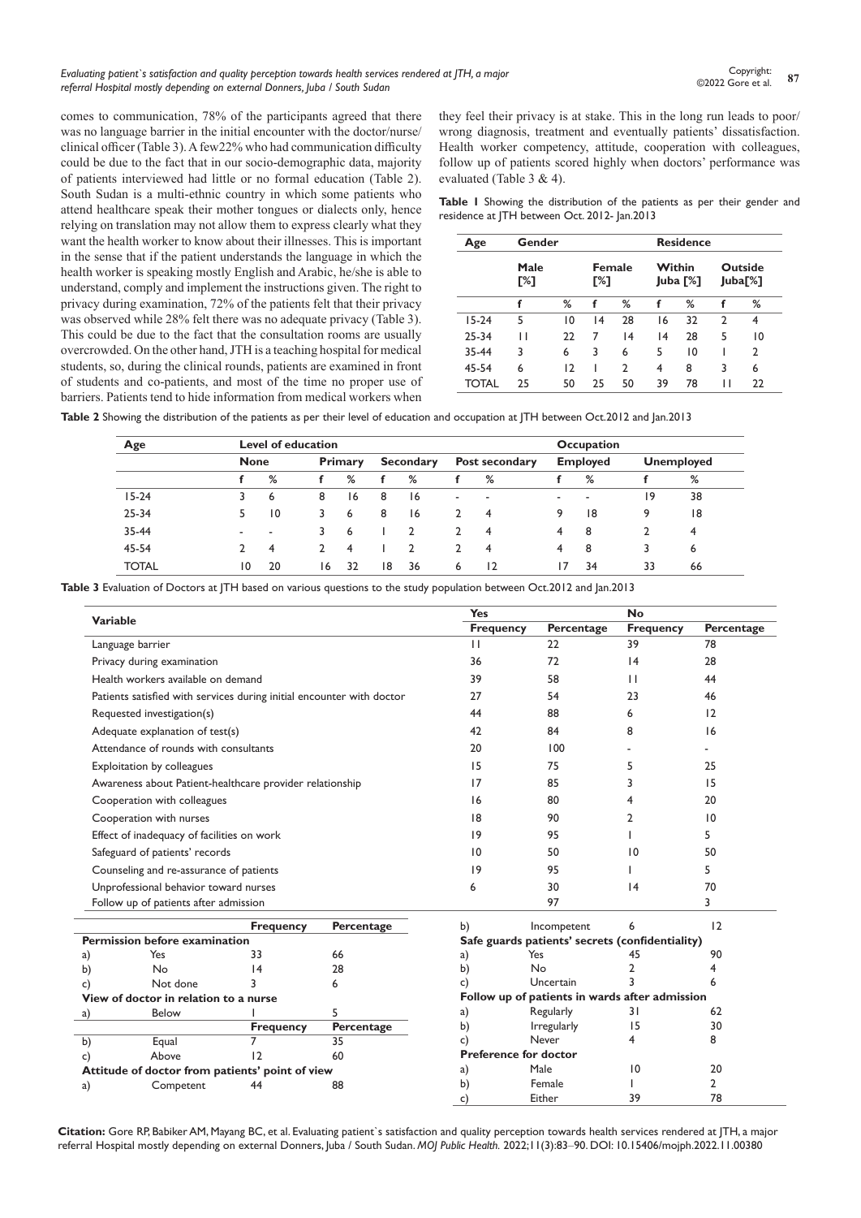comes to communication, 78% of the participants agreed that there was no language barrier in the initial encounter with the doctor/nurse/clinical officer (Table 3). A few22% who had communication difficulty could be due to the fact that in our socio-demographic data, majority of patients interviewed had little or no formal education (Table 2). South Sudan is a multi-ethnic country in which some patients who attend healthcare speak their mother tongues or dialects only, hence relying on translation may not allow them to express clearly what they want the health worker to know about their illnesses. This is important in the sense that if the patient understands the language in which the health worker is speaking mostly English and Arabic, he/she is able to understand, comply and implement the instructions given. The right to privacy during examination, 72% of the patients felt that their privacy was observed while 28% felt there was no adequate privacy (Table 3). This could be due to the fact that the consultation rooms are usually overcrowded. On the other hand, JTH is a teaching hospital for medical students, so, during the clinical rounds, patients are examined in front of students and co-patients, and most of the time no proper use of barriers. Patients tend to hide information from medical workers when they feel their privacy is at stake. This in the long run leads to poor/wrong diagnosis, treatment and eventually patients' dissatisfaction. Health worker competency, attitude, cooperation with colleagues, follow up of patients scored highly when doctors' performance was evaluated (Table 3 & 4).

**Table 1** Showing the distribution of the patients as per their gender and residence at JTH between Oct. 2012- Jan.2013

| Age | Gender | | | | Residence | | | |
|---|---|---|---|---|---|---|---|---|
| | Male [%] | | Female [%] | | Within Juba [%] | | Outside Juba[%] | |
| | f | % | f | % | f | % | f | % |
| 15-24 | 5 | 10 | 14 | 28 | 16 | 32 | 2 | 4 |
| 25-34 | 11 | 22 | 7 | 14 | 14 | 28 | 5 | 10 |
| 35-44 | 3 | 6 | 3 | 6 | 5 | 10 | 1 | 2 |
| 45-54 | 6 | 12 | 1 | 2 | 4 | 8 | 3 | 6 |
| TOTAL | 25 | 50 | 25 | 50 | 39 | 78 | 11 | 22 |

**Table 2** Showing the distribution of the patients as per their level of education and occupation at JTH between Oct.2012 and Jan.2013

| Age | Level of education | | | | | | | | Occupation | | | |
|---|---|---|---|---|---|---|---|---|---|---|---|---|
| | None | | Primary | | Secondary | | Post secondary | | Employed | | Unemployed | |
| | f | % | f | % | f | % | f | % | f | % | f | % |
| 15-24 | 3 | 6 | 8 | 16 | 8 | 16 | - | - | - | - | 19 | 38 |
| 25-34 | 5 | 10 | 3 | 6 | 8 | 16 | 2 | 4 | 9 | 18 | 9 | 18 |
| 35-44 | - | - | 3 | 6 | 1 | 2 | 2 | 4 | 4 | 8 | 2 | 4 |
| 45-54 | 2 | 4 | 2 | 4 | 1 | 2 | 2 | 4 | 4 | 8 | 3 | 6 |
| TOTAL | 10 | 20 | 16 | 32 | 18 | 36 | 6 | 12 | 17 | 34 | 33 | 66 |

**Table 3** Evaluation of Doctors at JTH based on various questions to the study population between Oct.2012 and Jan.2013

| Variable | Yes | | No | |
|---|---|---|---|---|
| | Frequency | Percentage | Frequency | Percentage |
| Language barrier | 11 | 22 | 39 | 78 |
| Privacy during examination | 36 | 72 | 14 | 28 |
| Health workers available on demand | 39 | 58 | 11 | 44 |
| Patients satisfied with services during initial encounter with doctor | 27 | 54 | 23 | 46 |
| Requested investigation(s) | 44 | 88 | 6 | 12 |
| Adequate explanation of test(s) | 42 | 84 | 8 | 16 |
| Attendance of rounds with consultants | 20 | 100 | - | - |
| Exploitation by colleagues | 15 | 75 | 5 | 25 |
| Awareness about Patient-healthcare provider relationship | 17 | 85 | 3 | 15 |
| Cooperation with colleagues | 16 | 80 | 4 | 20 |
| Cooperation with nurses | 18 | 90 | 2 | 10 |
| Effect of inadequacy of facilities on work | 19 | 95 | 1 | 5 |
| Safeguard of patients' records | 10 | 50 | 10 | 50 |
| Counseling and re-assurance of patients | 19 | 95 | 1 | 5 |
| Unprofessional behavior toward nurses | 6 | 30 | 14 | 70 |
| Follow up of patients after admission | | 97 | | 3 |

| | | Frequency | Percentage |
|---|---|---|---|
| **Permission before examination** | | | |
| a) | Yes | 33 | 66 |
| b) | No | 14 | 28 |
| c) | Not done | 3 | 6 |
| **View of doctor in relation to a nurse** | | | |
| a) | Below | 1 | 5 |
| | | Frequency | Percentage |
| b) | Equal | 7 | 35 |
| c) | Above | 12 | 60 |
| **Attitude of doctor from patients' point of view** | | | |
| a) | Competent | 44 | 88 |
| b) | Incompetent | 6 | 12 |
| **Safe guards patients' secrets (confidentiality)** | | | |
| a) | Yes | 45 | 90 |
| b) | No | 2 | 4 |
| c) | Uncertain | 3 | 6 |
| **Follow up of patients in wards after admission** | | | |
| a) | Regularly | 31 | 62 |
| b) | Irregularly | 15 | 30 |
| c) | Never | 4 | 8 |
| **Preference for doctor** | | | |
| a) | Male | 10 | 20 |
| b) | Female | 1 | 2 |
| c) | Either | 39 | 78 |

**Citation:** Gore RP, Babiker AM, Mayang BC, et al. Evaluating patient`s satisfaction and quality perception towards health services rendered at JTH, a major referral Hospital mostly depending on external Donners, Juba / South Sudan. *MOJ Public Health.* 2022;11(3):83‒90. DOI: 10.15406/mojph.2022.11.00380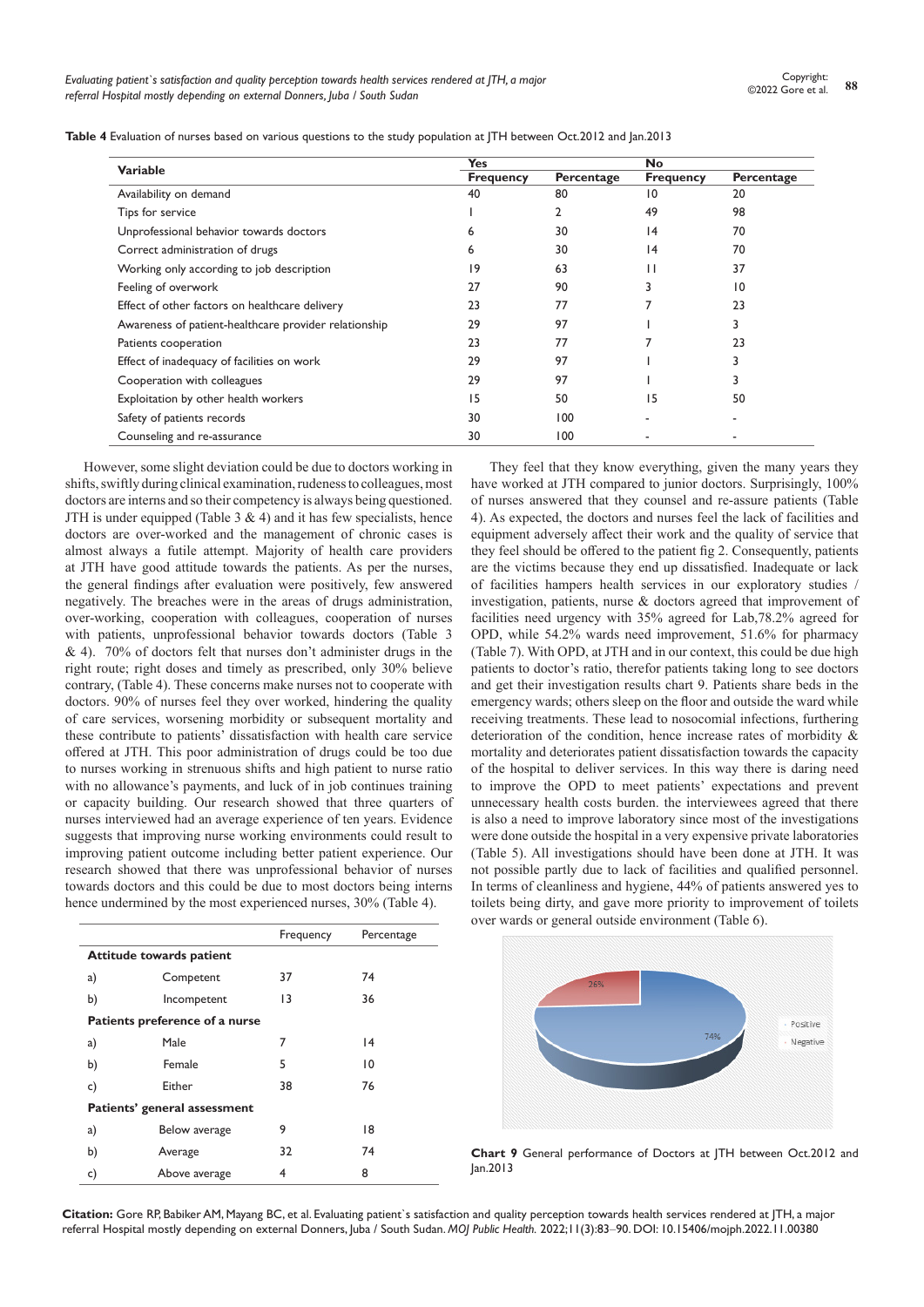**Table 4** Evaluation of nurses based on various questions to the study population at JTH between Oct.2012 and Jan.2013

| Variable | Yes | | No | |
|---|---|---|---|---|
| | Frequency | Percentage | Frequency | Percentage |
| Availability on demand | 40 | 80 | 10 | 20 |
| Tips for service | 1 | 2 | 49 | 98 |
| Unprofessional behavior towards doctors | 6 | 30 | 14 | 70 |
| Correct administration of drugs | 6 | 30 | 14 | 70 |
| Working only according to job description | 19 | 63 | 11 | 37 |
| Feeling of overwork | 27 | 90 | 3 | 10 |
| Effect of other factors on healthcare delivery | 23 | 77 | 7 | 23 |
| Awareness of patient-healthcare provider relationship | 29 | 97 | 1 | 3 |
| Patients cooperation | 23 | 77 | 7 | 23 |
| Effect of inadequacy of facilities on work | 29 | 97 | 1 | 3 |
| Cooperation with colleagues | 29 | 97 | 1 | 3 |
| Exploitation by other health workers | 15 | 50 | 15 | 50 |
| Safety of patients records | 30 | 100 | - | - |
| Counseling and re-assurance | 30 | 100 | - | - |

However, some slight deviation could be due to doctors working in shifts, swiftly during clinical examination, rudeness to colleagues, most doctors are interns and so their competency is always being questioned. JTH is under equipped (Table 3 & 4) and it has few specialists, hence doctors are over-worked and the management of chronic cases is almost always a futile attempt. Majority of health care providers at JTH have good attitude towards the patients. As per the nurses, the general findings after evaluation were positively, few answered negatively. The breaches were in the areas of drugs administration, over-working, cooperation with colleagues, cooperation of nurses with patients, unprofessional behavior towards doctors (Table 3 & 4). 70% of doctors felt that nurses don't administer drugs in the right route; right doses and timely as prescribed, only 30% believe contrary, (Table 4). These concerns make nurses not to cooperate with doctors. 90% of nurses feel they over worked, hindering the quality of care services, worsening morbidity or subsequent mortality and these contribute to patients' dissatisfaction with health care service offered at JTH. This poor administration of drugs could be too due to nurses working in strenuous shifts and high patient to nurse ratio with no allowance's payments, and luck of in job continues training or capacity building. Our research showed that three quarters of nurses interviewed had an average experience of ten years. Evidence suggests that improving nurse working environments could result to improving patient outcome including better patient experience. Our research showed that there was unprofessional behavior of nurses towards doctors and this could be due to most doctors being interns hence undermined by the most experienced nurses, 30% (Table 4).

| | | Frequency | Percentage |
|---|---|---|---|
| **Attitude towards patient** | | | |
| a) | Competent | 37 | 74 |
| b) | Incompetent | 13 | 36 |
| **Patients preference of a nurse** | | | |
| a) | Male | 7 | 14 |
| b) | Female | 5 | 10 |
| c) | Either | 38 | 76 |
| **Patients' general assessment** | | | |
| a) | Below average | 9 | 18 |
| b) | Average | 32 | 74 |
| c) | Above average | 4 | 8 |

They feel that they know everything, given the many years they have worked at JTH compared to junior doctors. Surprisingly, 100% of nurses answered that they counsel and re-assure patients (Table 4). As expected, the doctors and nurses feel the lack of facilities and equipment adversely affect their work and the quality of service that they feel should be offered to the patient fig 2. Consequently, patients are the victims because they end up dissatisfied. Inadequate or lack of facilities hampers health services in our exploratory studies / investigation, patients, nurse & doctors agreed that improvement of facilities need urgency with 35% agreed for Lab,78.2% agreed for OPD, while 54.2% wards need improvement, 51.6% for pharmacy (Table 7). With OPD, at JTH and in our context, this could be due high patients to doctor's ratio, therefor patients taking long to see doctors and get their investigation results chart 9. Patients share beds in the emergency wards; others sleep on the floor and outside the ward while receiving treatments. These lead to nosocomial infections, furthering deterioration of the condition, hence increase rates of morbidity & mortality and deteriorates patient dissatisfaction towards the capacity of the hospital to deliver services. In this way there is daring need to improve the OPD to meet patients' expectations and prevent unnecessary health costs burden. the interviewees agreed that there is also a need to improve laboratory since most of the investigations were done outside the hospital in a very expensive private laboratories (Table 5). All investigations should have been done at JTH. It was not possible partly due to lack of facilities and qualified personnel. In terms of cleanliness and hygiene, 44% of patients answered yes to toilets being dirty, and gave more priority to improvement of toilets over wards or general outside environment (Table 6).

**Chart 9** General performance of Doctors at JTH between Oct.2012 and Jan.2013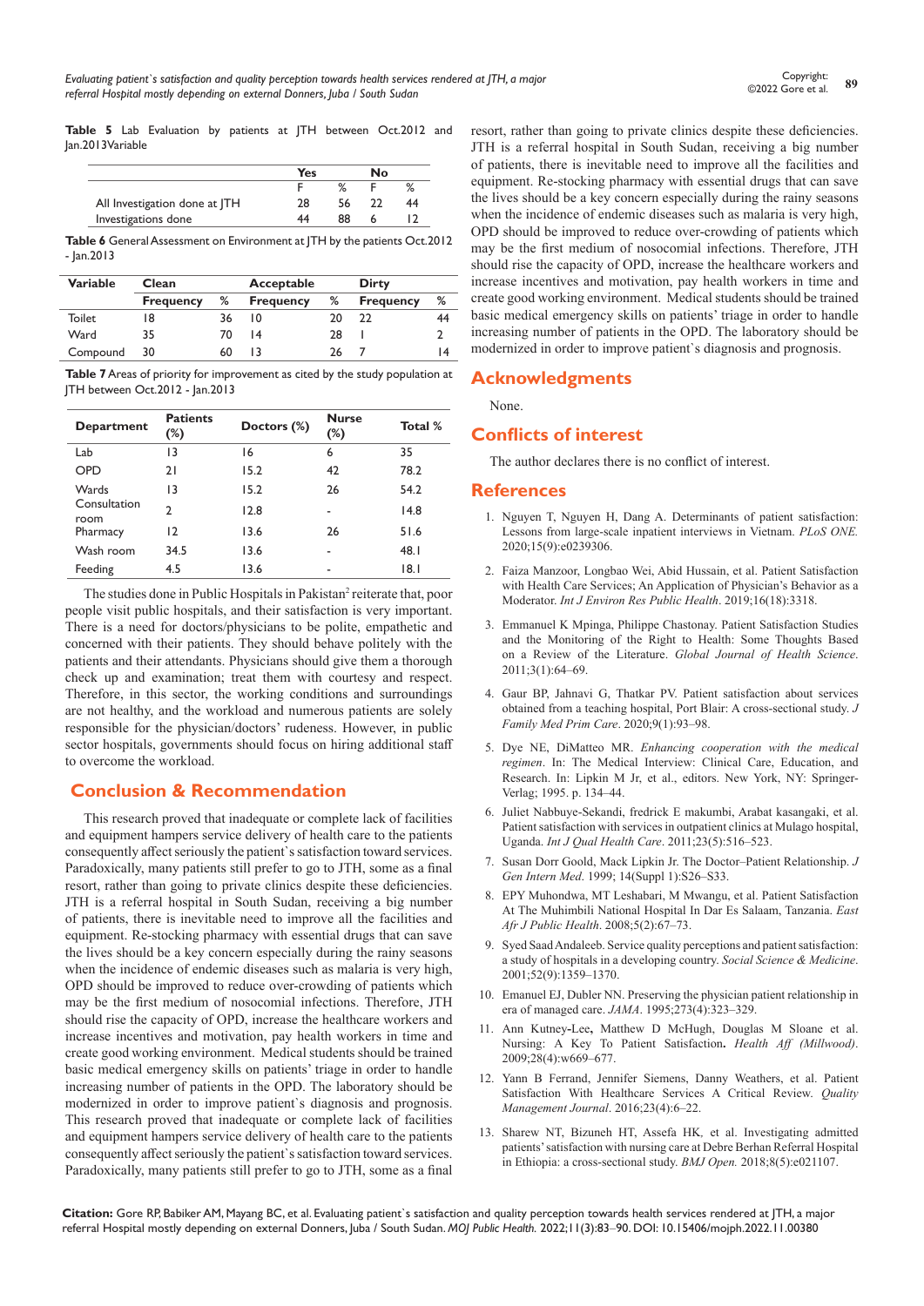**Table 5** Lab Evaluation by patients at JTH between Oct.2012 and Jan.2013Variable

| | Yes | | No | |
|---|---|---|---|---|
| | F | % | F | % |
| All Investigation done at JTH | 28 | 56 | 22 | 44 |
| Investigations done | 44 | 88 | 6 | 12 |

**Table 6** General Assessment on Environment at JTH by the patients Oct.2012 - Jan.2013

| Variable | Clean | | Acceptable | | Dirty | |
|---|---|---|---|---|---|---|
| | Frequency | % | Frequency | % | Frequency | % |
| Toilet | 18 | 36 | 10 | 20 | 22 | 44 |
| Ward | 35 | 70 | 14 | 28 | 1 | 2 |
| Compound | 30 | 60 | 13 | 26 | 7 | 14 |

**Table 7** Areas of priority for improvement as cited by the study population at JTH between Oct.2012 - Jan.2013

| Department | Patients (%) | Doctors (%) | Nurse (%) | Total % |
|---|---|---|---|---|
| Lab | 13 | 16 | 6 | 35 |
| OPD | 21 | 15.2 | 42 | 78.2 |
| Wards | 13 | 15.2 | 26 | 54.2 |
| Consultation room | 2 | 12.8 | - | 14.8 |
| Pharmacy | 12 | 13.6 | 26 | 51.6 |
| Wash room | 34.5 | 13.6 | - | 48.1 |
| Feeding | 4.5 | 13.6 | - | 18.1 |

The studies done in Public Hospitals in Pakistan[2] reiterate that, poor people visit public hospitals, and their satisfaction is very important. There is a need for doctors/physicians to be polite, empathetic and concerned with their patients. They should behave politely with the patients and their attendants. Physicians should give them a thorough check up and examination; treat them with courtesy and respect. Therefore, in this sector, the working conditions and surroundings are not healthy, and the workload and numerous patients are solely responsible for the physician/doctors' rudeness. However, in public sector hospitals, governments should focus on hiring additional staff to overcome the workload.

## Conclusion & Recommendation

This research proved that inadequate or complete lack of facilities and equipment hampers service delivery of health care to the patients consequently affect seriously the patient`s satisfaction toward services. Paradoxically, many patients still prefer to go to JTH, some as a final resort, rather than going to private clinics despite these deficiencies. JTH is a referral hospital in South Sudan, receiving a big number of patients, there is inevitable need to improve all the facilities and equipment. Re-stocking pharmacy with essential drugs that can save the lives should be a key concern especially during the rainy seasons when the incidence of endemic diseases such as malaria is very high, OPD should be improved to reduce over-crowding of patients which may be the first medium of nosocomial infections. Therefore, JTH should rise the capacity of OPD, increase the healthcare workers and increase incentives and motivation, pay health workers in time and create good working environment. Medical students should be trained basic medical emergency skills on patients' triage in order to handle increasing number of patients in the OPD. The laboratory should be modernized in order to improve patient`s diagnosis and prognosis. This research proved that inadequate or complete lack of facilities and equipment hampers service delivery of health care to the patients consequently affect seriously the patient`s satisfaction toward services. Paradoxically, many patients still prefer to go to JTH, some as a final resort, rather than going to private clinics despite these deficiencies. JTH is a referral hospital in South Sudan, receiving a big number of patients, there is inevitable need to improve all the facilities and equipment. Re-stocking pharmacy with essential drugs that can save the lives should be a key concern especially during the rainy seasons when the incidence of endemic diseases such as malaria is very high, OPD should be improved to reduce over-crowding of patients which may be the first medium of nosocomial infections. Therefore, JTH should rise the capacity of OPD, increase the healthcare workers and increase incentives and motivation, pay health workers in time and create good working environment. Medical students should be trained basic medical emergency skills on patients' triage in order to handle increasing number of patients in the OPD. The laboratory should be modernized in order to improve patient`s diagnosis and prognosis.

## Acknowledgments

None.

## Conflicts of interest

The author declares there is no conflict of interest.

## References

1. Nguyen T, Nguyen H, Dang A. Determinants of patient satisfaction: Lessons from large-scale inpatient interviews in Vietnam. *PLoS ONE.* 2020;15(9):e0239306.
2. Faiza Manzoor, Longbao Wei, Abid Hussain, et al. Patient Satisfaction with Health Care Services; An Application of Physician's Behavior as a Moderator. *Int J Environ Res Public Health*. 2019;16(18):3318.
3. Emmanuel K Mpinga, Philippe Chastonay. Patient Satisfaction Studies and the Monitoring of the Right to Health: Some Thoughts Based on a Review of the Literature. *Global Journal of Health Science*. 2011;3(1):64–69.
4. Gaur BP, Jahnavi G, Thatkar PV. Patient satisfaction about services obtained from a teaching hospital, Port Blair: A cross-sectional study. *J Family Med Prim Care*. 2020;9(1):93–98.
5. Dye NE, DiMatteo MR. *Enhancing cooperation with the medical regimen*. In: The Medical Interview: Clinical Care, Education, and Research. In: Lipkin M Jr, et al., editors. New York, NY: Springer-Verlag; 1995. p. 134–44.
6. Juliet Nabbuye-Sekandi, fredrick E makumbi, Arabat kasangaki, et al. Patient satisfaction with services in outpatient clinics at Mulago hospital, Uganda. *Int J Qual Health Care*. 2011;23(5):516–523.
7. Susan Dorr Goold, Mack Lipkin Jr. The Doctor–Patient Relationship. *J Gen Intern Med*. 1999; 14(Suppl 1):S26–S33.
8. EPY Muhondwa, MT Leshabari, M Mwangu, et al. Patient Satisfaction At The Muhimbili National Hospital In Dar Es Salaam, Tanzania. *East Afr J Public Health*. 2008;5(2):67–73.
9. Syed Saad Andaleeb. Service quality perceptions and patient satisfaction: a study of hospitals in a developing country. *Social Science & Medicine*. 2001;52(9):1359–1370.
10. Emanuel EJ, Dubler NN. Preserving the physician patient relationship in era of managed care. *JAMA*. 1995;273(4):323–329.
11. Ann Kutney-Lee**,** Matthew D McHugh, Douglas M Sloane et al. Nursing: A Key To Patient Satisfaction**.** *Health Aff (Millwood)*. 2009;28(4):w669–677.
12. Yann B Ferrand, Jennifer Siemens, Danny Weathers, et al. Patient Satisfaction With Healthcare Services A Critical Review. *Quality Management Journal*. 2016;23(4):6–22.
13. Sharew NT, Bizuneh HT, Assefa HK, et al. Investigating admitted patients' satisfaction with nursing care at Debre Berhan Referral Hospital in Ethiopia: a cross-sectional study. *BMJ Open.* 2018;8(5):e021107.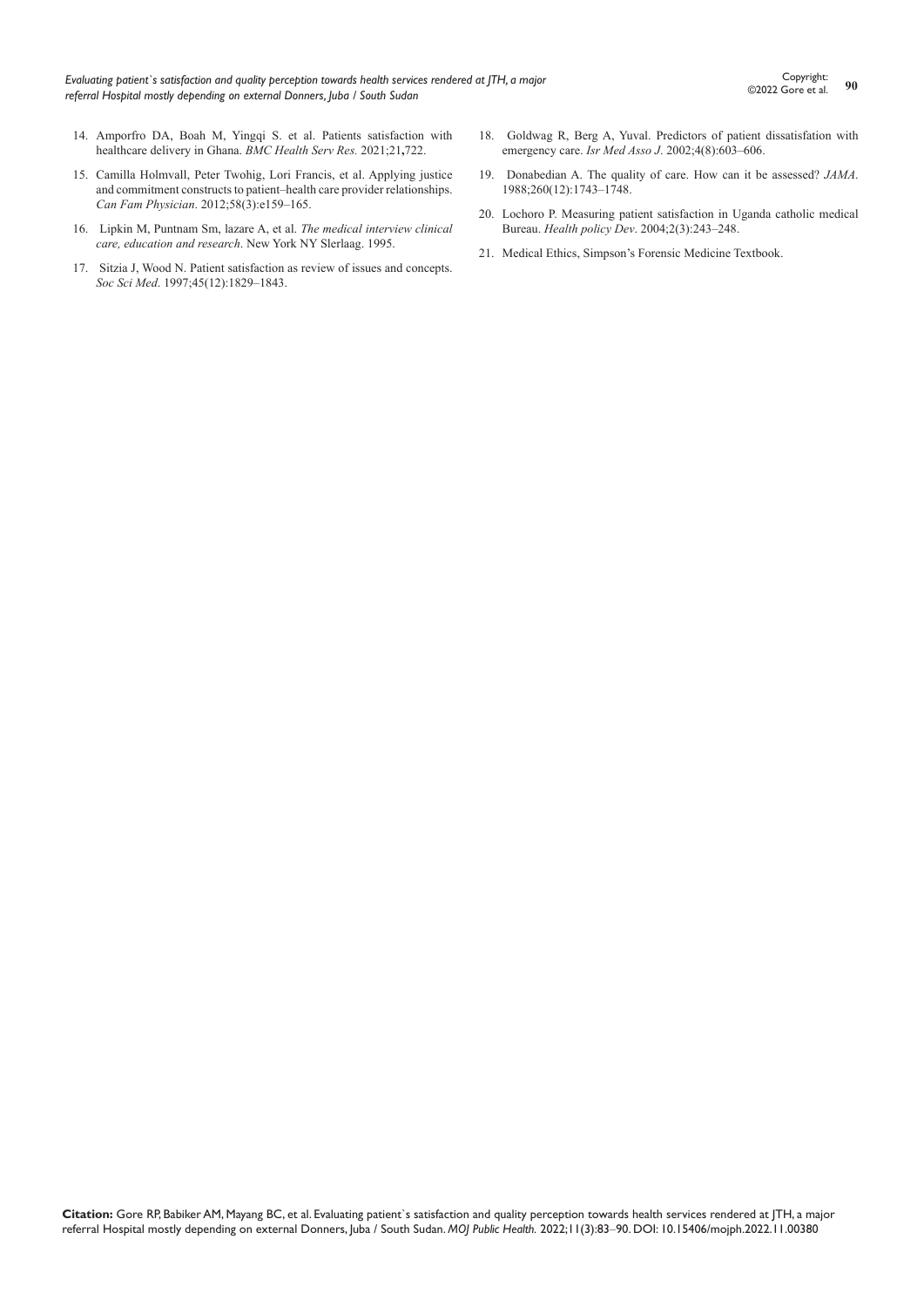14. Amporfro DA, Boah M, Yingqi S. et al. Patients satisfaction with healthcare delivery in Ghana. *BMC Health Serv Res.* 2021;21**,**722.
15. Camilla Holmvall, Peter Twohig, Lori Francis, et al. Applying justice and commitment constructs to patient–health care provider relationships. *Can Fam Physician*. 2012;58(3):e159–165.
16. Lipkin M, Puntnam Sm, lazare A, et al. *The medical interview clinical care, education and research*. New York NY Slerlaag. 1995.
17. Sitzia J, Wood N. Patient satisfaction as review of issues and concepts. *Soc Sci Med*. 1997;45(12):1829–1843.
18. Goldwag R, Berg A, Yuval. Predictors of patient dissatisfation with emergency care. *Isr Med Asso J*. 2002;4(8):603–606.
19. Donabedian A. The quality of care. How can it be assessed? *JAMA*. 1988;260(12):1743–1748.
20. Lochoro P. Measuring patient satisfaction in Uganda catholic medical Bureau. *Health policy Dev*. 2004;2(3):243–248.
21. Medical Ethics, Simpson's Forensic Medicine Textbook.